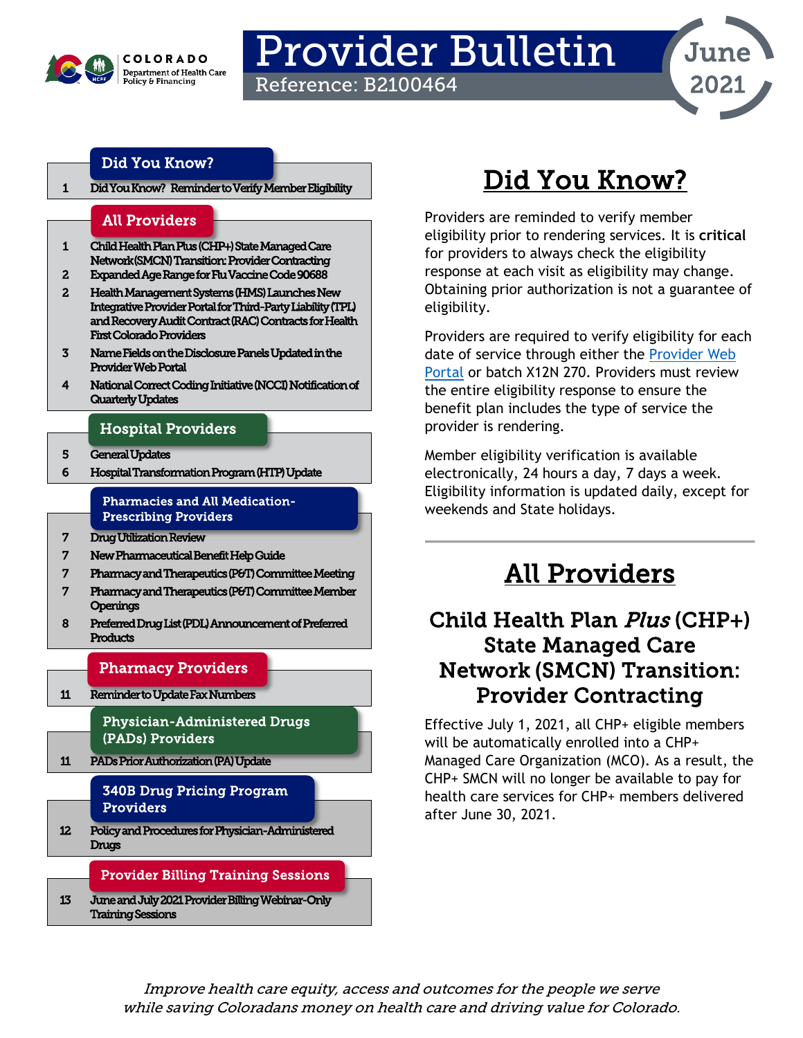COLORADO
Department of Health Care Policy & Financing

# Provider Bulletin

Reference: B2100464

June 2021

**Did You Know?**

1 Did You Know? Reminder to Verify Member Eligibility

**All Providers**

1 Child Health Plan Plus (CHP+) State Managed Care Network (SMCN) Transition: Provider Contracting
2 Expanded Age Range for Flu Vaccine Code 90688
2 Health Management Systems (HMS) Launches New Integrative Provider Portal for Third-Party Liability (TPL) and Recovery Audit Contract (RAC) Contracts for Health First Colorado Providers
3 Name Fields on the Disclosure Panels Updated in the Provider Web Portal
4 National Correct Coding Initiative (NCCI) Notification of Quarterly Updates

**Hospital Providers**

5 General Updates
6 Hospital Transformation Program (HTP) Update

**Pharmacies and All Medication-Prescribing Providers**

7 Drug Utilization Review
7 New Pharmaceutical Benefit Help Guide
7 Pharmacy and Therapeutics (P&T) Committee Meeting
7 Pharmacy and Therapeutics (P&T) Committee Member Openings
8 Preferred Drug List (PDL) Announcement of Preferred Products

**Pharmacy Providers**

11 Reminder to Update Fax Numbers

**Physician-Administered Drugs (PADs) Providers**

11 PADs Prior Authorization (PA) Update

**340B Drug Pricing Program Providers**

12 Policy and Procedures for Physician-Administered Drugs

**Provider Billing Training Sessions**

13 June and July 2021 Provider Billing Webinar-Only Training Sessions

## Did You Know?

Providers are reminded to verify member eligibility prior to rendering services. It is **critical** for providers to always check the eligibility response at each visit as eligibility may change. Obtaining prior authorization is not a guarantee of eligibility.

Providers are required to verify eligibility for each date of service through either the [Provider Web Portal](#) or batch X12N 270. Providers must review the entire eligibility response to ensure the benefit plan includes the type of service the provider is rendering.

Member eligibility verification is available electronically, 24 hours a day, 7 days a week. Eligibility information is updated daily, except for weekends and State holidays.

## All Providers

### Child Health Plan *Plus* (CHP+) State Managed Care Network (SMCN) Transition: Provider Contracting

Effective July 1, 2021, all CHP+ eligible members will be automatically enrolled into a CHP+ Managed Care Organization (MCO). As a result, the CHP+ SMCN will no longer be available to pay for health care services for CHP+ members delivered after June 30, 2021.

*Improve health care equity, access and outcomes for the people we serve while saving Coloradans money on health care and driving value for Colorado.*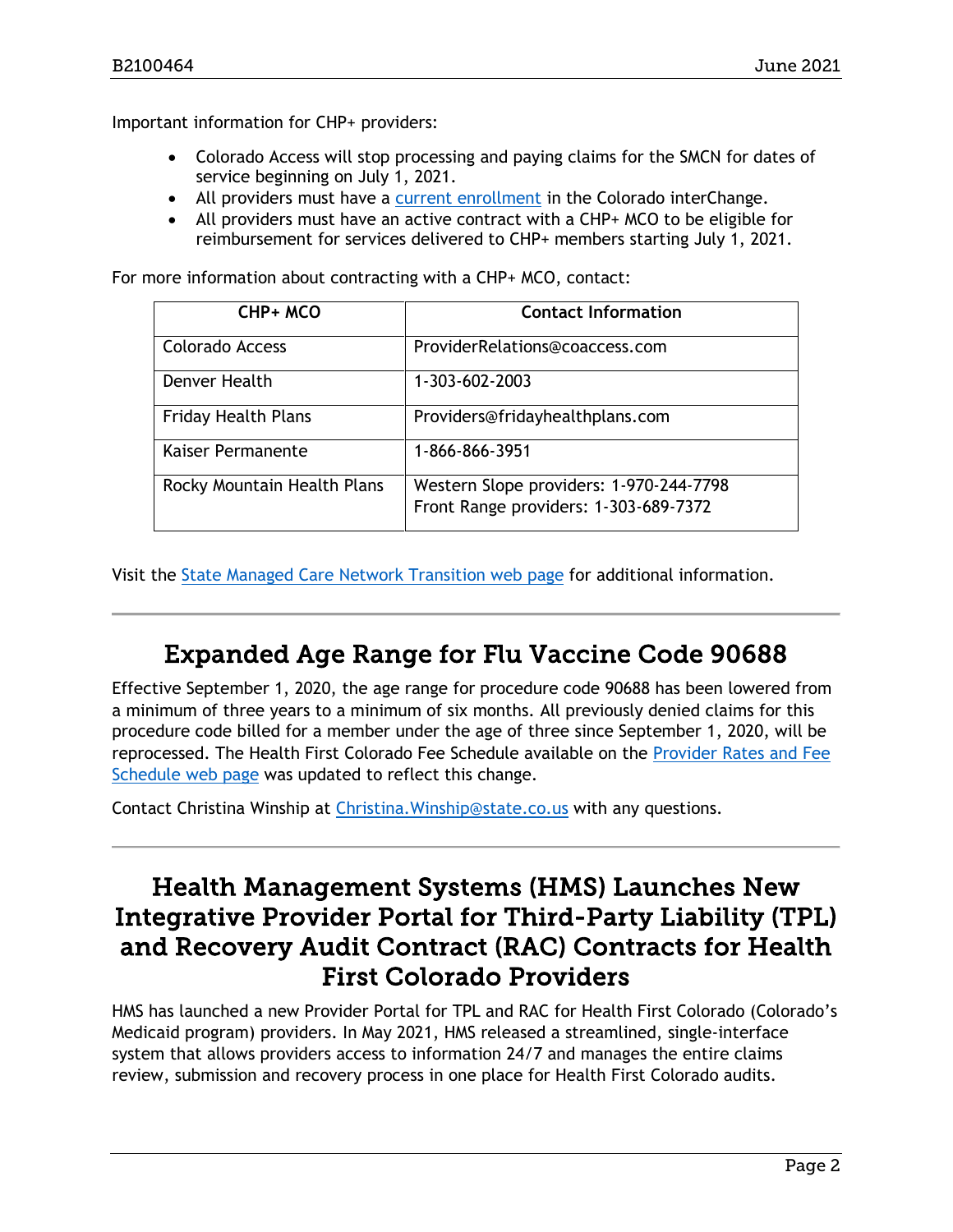Important information for CHP+ providers:

- Colorado Access will stop processing and paying claims for the SMCN for dates of service beginning on July 1, 2021.
- All providers must have a current enrollment in the Colorado interChange.
- All providers must have an active contract with a CHP+ MCO to be eligible for reimbursement for services delivered to CHP+ members starting July 1, 2021.

For more information about contracting with a CHP+ MCO, contact:

| CHP+ MCO | Contact Information |
|---|---|
| Colorado Access | ProviderRelations@coaccess.com |
| Denver Health | 1-303-602-2003 |
| Friday Health Plans | Providers@fridayhealthplans.com |
| Kaiser Permanente | 1-866-866-3951 |
| Rocky Mountain Health Plans | Western Slope providers: 1-970-244-7798<br>Front Range providers: 1-303-689-7372 |

Visit the State Managed Care Network Transition web page for additional information.

## Expanded Age Range for Flu Vaccine Code 90688

Effective September 1, 2020, the age range for procedure code 90688 has been lowered from a minimum of three years to a minimum of six months. All previously denied claims for this procedure code billed for a member under the age of three since September 1, 2020, will be reprocessed. The Health First Colorado Fee Schedule available on the Provider Rates and Fee Schedule web page was updated to reflect this change.

Contact Christina Winship at Christina.Winship@state.co.us with any questions.

## Health Management Systems (HMS) Launches New Integrative Provider Portal for Third-Party Liability (TPL) and Recovery Audit Contract (RAC) Contracts for Health First Colorado Providers

HMS has launched a new Provider Portal for TPL and RAC for Health First Colorado (Colorado's Medicaid program) providers. In May 2021, HMS released a streamlined, single-interface system that allows providers access to information 24/7 and manages the entire claims review, submission and recovery process in one place for Health First Colorado audits.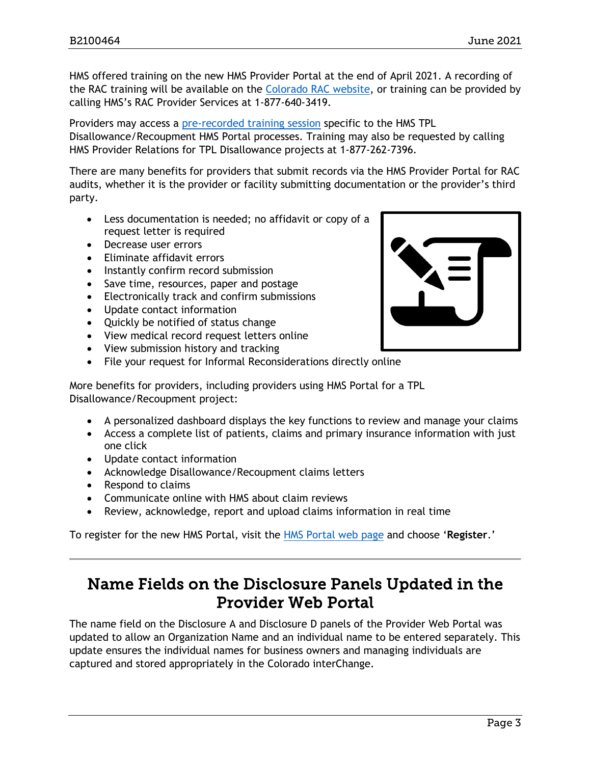HMS offered training on the new HMS Provider Portal at the end of April 2021. A recording of the RAC training will be available on the Colorado RAC website, or training can be provided by calling HMS's RAC Provider Services at 1-877-640-3419.

Providers may access a pre-recorded training session specific to the HMS TPL Disallowance/Recoupment HMS Portal processes. Training may also be requested by calling HMS Provider Relations for TPL Disallowance projects at 1-877-262-7396.

There are many benefits for providers that submit records via the HMS Provider Portal for RAC audits, whether it is the provider or facility submitting documentation or the provider's third party.

- Less documentation is needed; no affidavit or copy of a request letter is required
- Decrease user errors
- Eliminate affidavit errors
- Instantly confirm record submission
- Save time, resources, paper and postage
- Electronically track and confirm submissions
- Update contact information
- Quickly be notified of status change
- View medical record request letters online
- View submission history and tracking
- File your request for Informal Reconsiderations directly online

More benefits for providers, including providers using HMS Portal for a TPL Disallowance/Recoupment project:

- A personalized dashboard displays the key functions to review and manage your claims
- Access a complete list of patients, claims and primary insurance information with just one click
- Update contact information
- Acknowledge Disallowance/Recoupment claims letters
- Respond to claims
- Communicate online with HMS about claim reviews
- Review, acknowledge, report and upload claims information in real time

To register for the new HMS Portal, visit the HMS Portal web page and choose '**Register**.'

## Name Fields on the Disclosure Panels Updated in the Provider Web Portal

The name field on the Disclosure A and Disclosure D panels of the Provider Web Portal was updated to allow an Organization Name and an individual name to be entered separately. This update ensures the individual names for business owners and managing individuals are captured and stored appropriately in the Colorado interChange.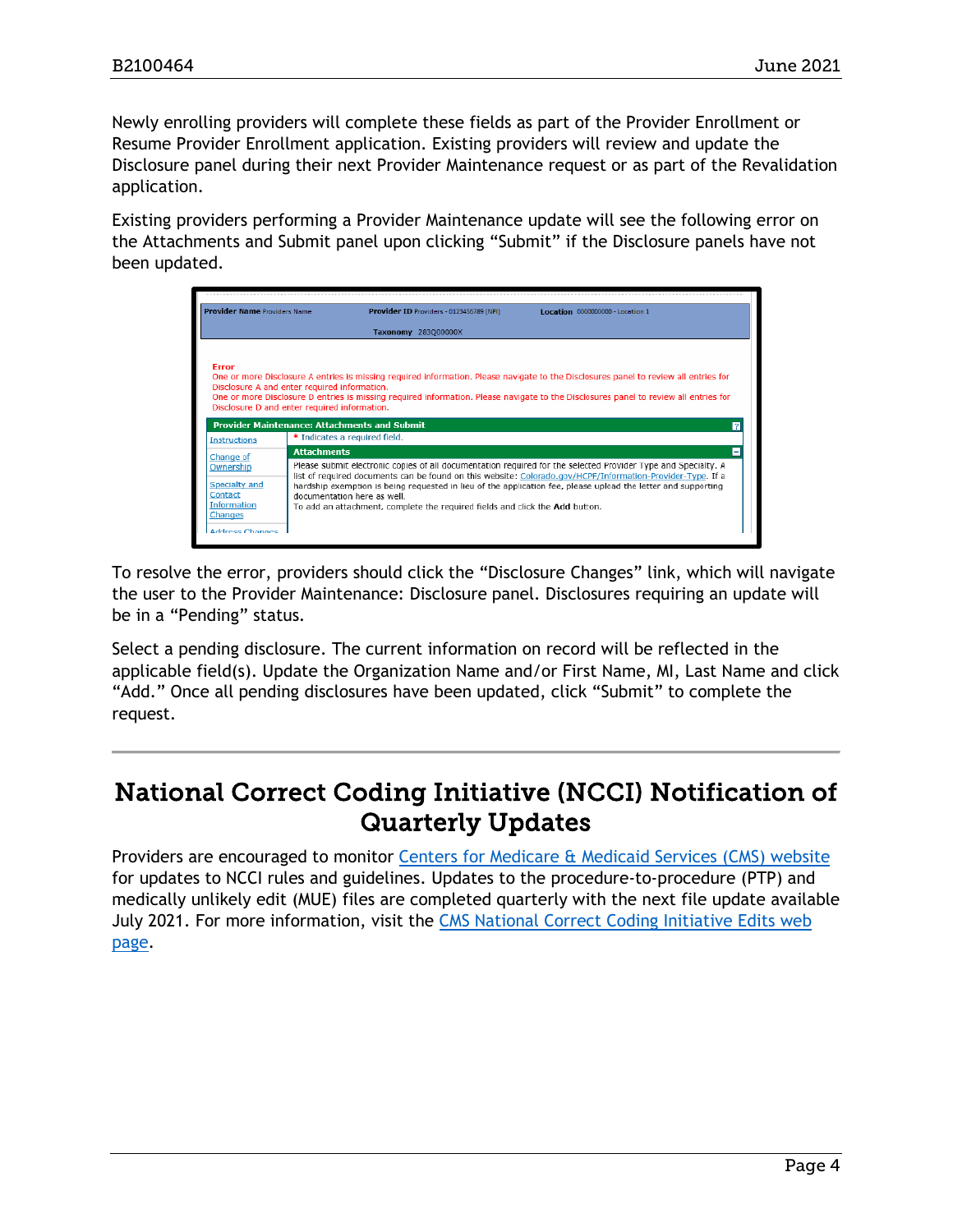Newly enrolling providers will complete these fields as part of the Provider Enrollment or Resume Provider Enrollment application. Existing providers will review and update the Disclosure panel during their next Provider Maintenance request or as part of the Revalidation application.

Existing providers performing a Provider Maintenance update will see the following error on the Attachments and Submit panel upon clicking "Submit" if the Disclosure panels have not been updated.

To resolve the error, providers should click the "Disclosure Changes" link, which will navigate the user to the Provider Maintenance: Disclosure panel. Disclosures requiring an update will be in a "Pending" status.

Select a pending disclosure. The current information on record will be reflected in the applicable field(s). Update the Organization Name and/or First Name, MI, Last Name and click "Add." Once all pending disclosures have been updated, click "Submit" to complete the request.

# National Correct Coding Initiative (NCCI) Notification of Quarterly Updates

Providers are encouraged to monitor Centers for Medicare & Medicaid Services (CMS) website for updates to NCCI rules and guidelines. Updates to the procedure-to-procedure (PTP) and medically unlikely edit (MUE) files are completed quarterly with the next file update available July 2021. For more information, visit the CMS National Correct Coding Initiative Edits web page.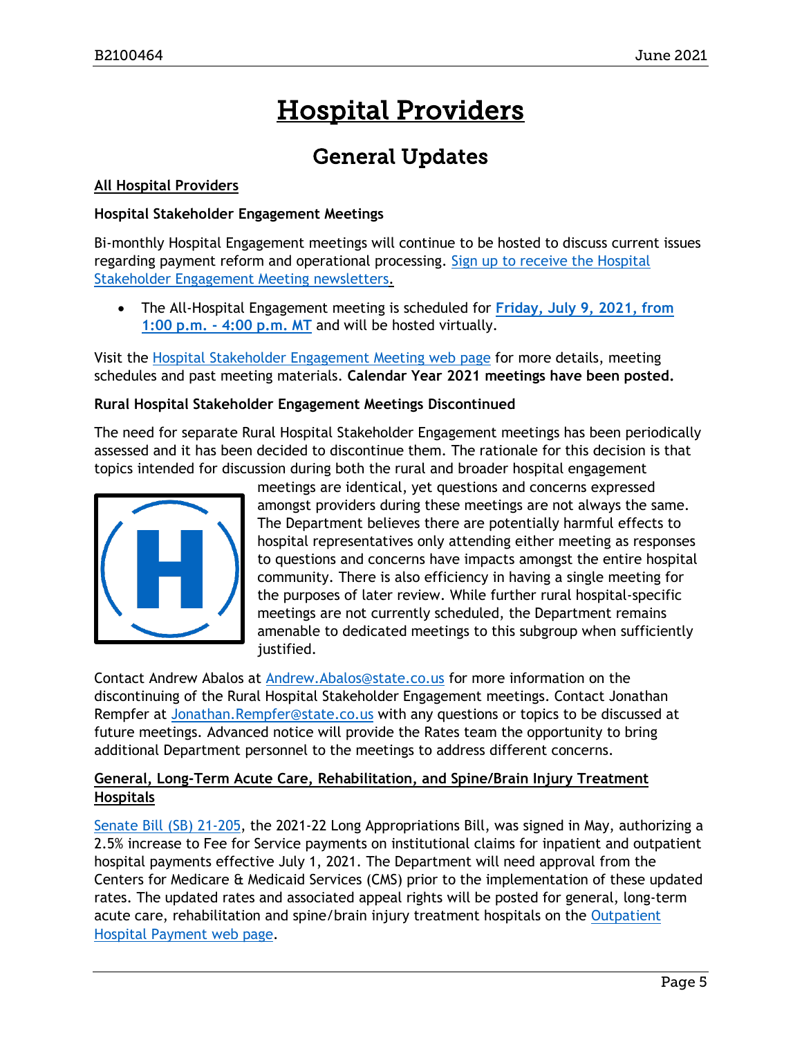# Hospital Providers

## General Updates

**All Hospital Providers**

**Hospital Stakeholder Engagement Meetings**

Bi-monthly Hospital Engagement meetings will continue to be hosted to discuss current issues regarding payment reform and operational processing. Sign up to receive the Hospital Stakeholder Engagement Meeting newsletters.

- The All-Hospital Engagement meeting is scheduled for **Friday, July 9, 2021, from 1:00 p.m. - 4:00 p.m. MT** and will be hosted virtually.

Visit the Hospital Stakeholder Engagement Meeting web page for more details, meeting schedules and past meeting materials. **Calendar Year 2021 meetings have been posted.**

**Rural Hospital Stakeholder Engagement Meetings Discontinued**

The need for separate Rural Hospital Stakeholder Engagement meetings has been periodically assessed and it has been decided to discontinue them. The rationale for this decision is that topics intended for discussion during both the rural and broader hospital engagement meetings are identical, yet questions and concerns expressed amongst providers during these meetings are not always the same. The Department believes there are potentially harmful effects to hospital representatives only attending either meeting as responses to questions and concerns have impacts amongst the entire hospital community. There is also efficiency in having a single meeting for the purposes of later review. While further rural hospital-specific meetings are not currently scheduled, the Department remains amenable to dedicated meetings to this subgroup when sufficiently justified.

Contact Andrew Abalos at Andrew.Abalos@state.co.us for more information on the discontinuing of the Rural Hospital Stakeholder Engagement meetings. Contact Jonathan Rempfer at Jonathan.Rempfer@state.co.us with any questions or topics to be discussed at future meetings. Advanced notice will provide the Rates team the opportunity to bring additional Department personnel to the meetings to address different concerns.

**General, Long-Term Acute Care, Rehabilitation, and Spine/Brain Injury Treatment Hospitals**

Senate Bill (SB) 21-205, the 2021-22 Long Appropriations Bill, was signed in May, authorizing a 2.5% increase to Fee for Service payments on institutional claims for inpatient and outpatient hospital payments effective July 1, 2021. The Department will need approval from the Centers for Medicare & Medicaid Services (CMS) prior to the implementation of these updated rates. The updated rates and associated appeal rights will be posted for general, long-term acute care, rehabilitation and spine/brain injury treatment hospitals on the Outpatient Hospital Payment web page.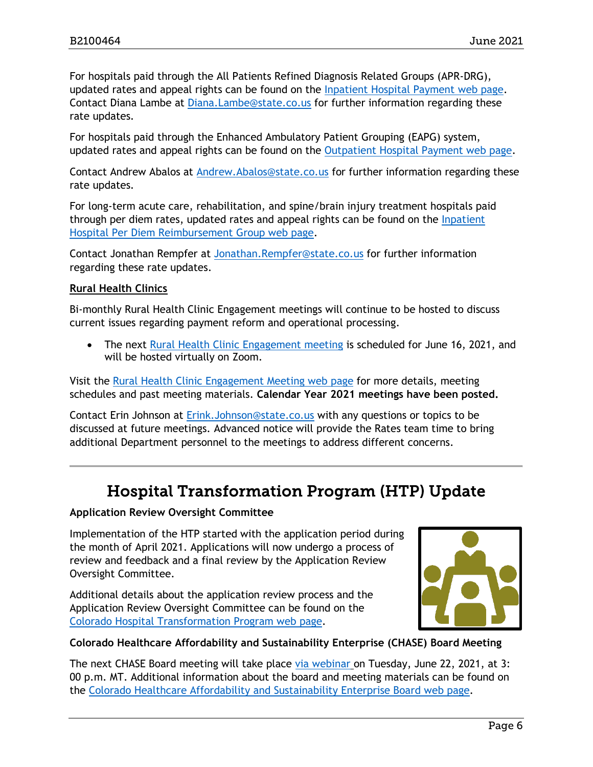For hospitals paid through the All Patients Refined Diagnosis Related Groups (APR-DRG), updated rates and appeal rights can be found on the Inpatient Hospital Payment web page. Contact Diana Lambe at Diana.Lambe@state.co.us for further information regarding these rate updates.

For hospitals paid through the Enhanced Ambulatory Patient Grouping (EAPG) system, updated rates and appeal rights can be found on the Outpatient Hospital Payment web page.

Contact Andrew Abalos at Andrew.Abalos@state.co.us for further information regarding these rate updates.

For long-term acute care, rehabilitation, and spine/brain injury treatment hospitals paid through per diem rates, updated rates and appeal rights can be found on the Inpatient Hospital Per Diem Reimbursement Group web page.

Contact Jonathan Rempfer at Jonathan.Rempfer@state.co.us for further information regarding these rate updates.

**Rural Health Clinics**

Bi-monthly Rural Health Clinic Engagement meetings will continue to be hosted to discuss current issues regarding payment reform and operational processing.

- The next Rural Health Clinic Engagement meeting is scheduled for June 16, 2021, and will be hosted virtually on Zoom.

Visit the Rural Health Clinic Engagement Meeting web page for more details, meeting schedules and past meeting materials. **Calendar Year 2021 meetings have been posted.**

Contact Erin Johnson at Erink.Johnson@state.co.us with any questions or topics to be discussed at future meetings. Advanced notice will provide the Rates team time to bring additional Department personnel to the meetings to address different concerns.

## Hospital Transformation Program (HTP) Update

**Application Review Oversight Committee**

Implementation of the HTP started with the application period during the month of April 2021. Applications will now undergo a process of review and feedback and a final review by the Application Review Oversight Committee.

Additional details about the application review process and the Application Review Oversight Committee can be found on the Colorado Hospital Transformation Program web page.

**Colorado Healthcare Affordability and Sustainability Enterprise (CHASE) Board Meeting**

The next CHASE Board meeting will take place via webinar on Tuesday, June 22, 2021, at 3: 00 p.m. MT. Additional information about the board and meeting materials can be found on the Colorado Healthcare Affordability and Sustainability Enterprise Board web page.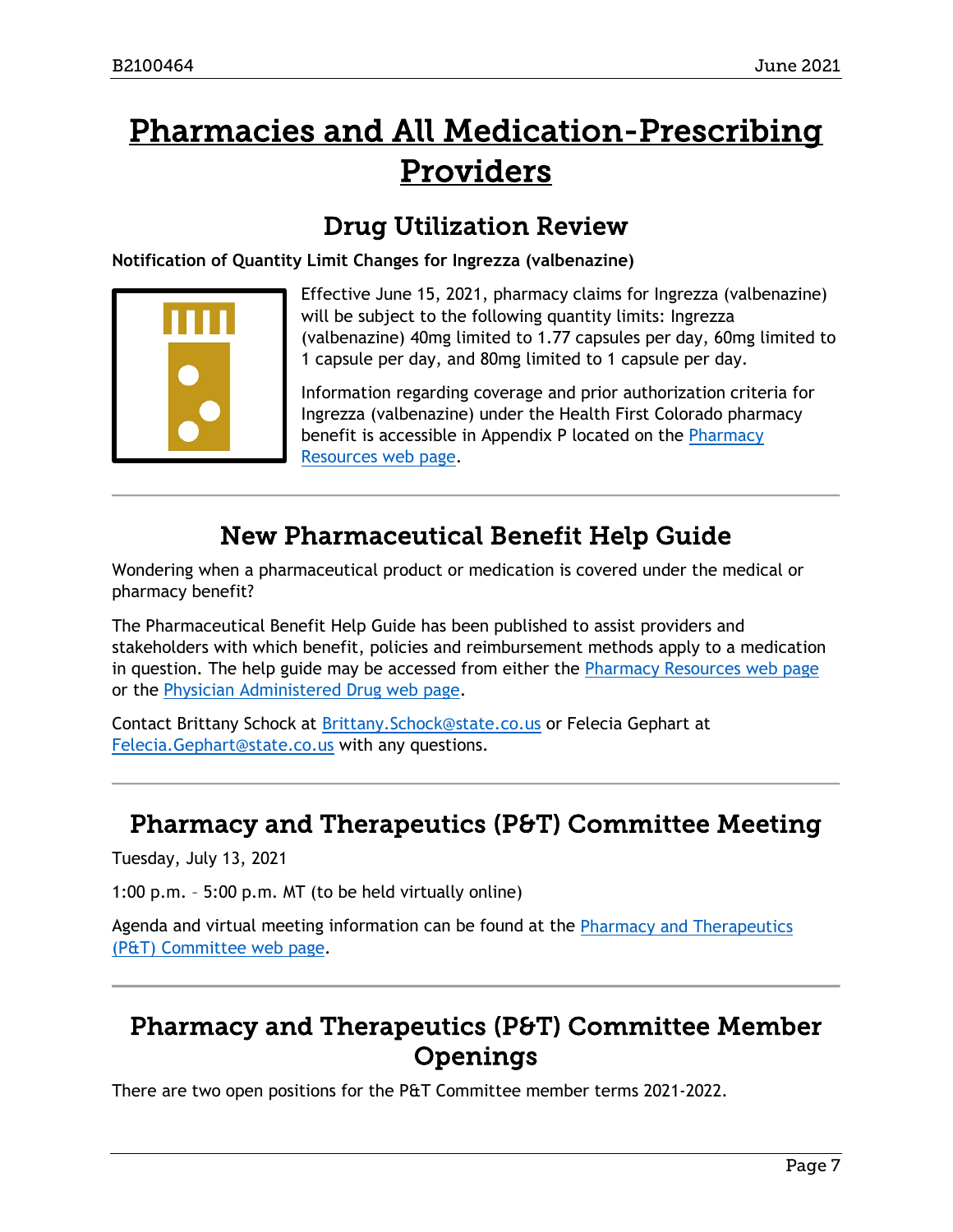# Pharmacies and All Medication-Prescribing Providers

## Drug Utilization Review

**Notification of Quantity Limit Changes for Ingrezza (valbenazine)**

Effective June 15, 2021, pharmacy claims for Ingrezza (valbenazine) will be subject to the following quantity limits: Ingrezza (valbenazine) 40mg limited to 1.77 capsules per day, 60mg limited to 1 capsule per day, and 80mg limited to 1 capsule per day.

Information regarding coverage and prior authorization criteria for Ingrezza (valbenazine) under the Health First Colorado pharmacy benefit is accessible in Appendix P located on the Pharmacy Resources web page.

---

## New Pharmaceutical Benefit Help Guide

Wondering when a pharmaceutical product or medication is covered under the medical or pharmacy benefit?

The Pharmaceutical Benefit Help Guide has been published to assist providers and stakeholders with which benefit, policies and reimbursement methods apply to a medication in question. The help guide may be accessed from either the Pharmacy Resources web page or the Physician Administered Drug web page.

Contact Brittany Schock at Brittany.Schock@state.co.us or Felecia Gephart at Felecia.Gephart@state.co.us with any questions.

---

## Pharmacy and Therapeutics (P&T) Committee Meeting

Tuesday, July 13, 2021

1:00 p.m. – 5:00 p.m. MT (to be held virtually online)

Agenda and virtual meeting information can be found at the Pharmacy and Therapeutics (P&T) Committee web page.

---

## Pharmacy and Therapeutics (P&T) Committee Member Openings

There are two open positions for the P&T Committee member terms 2021-2022.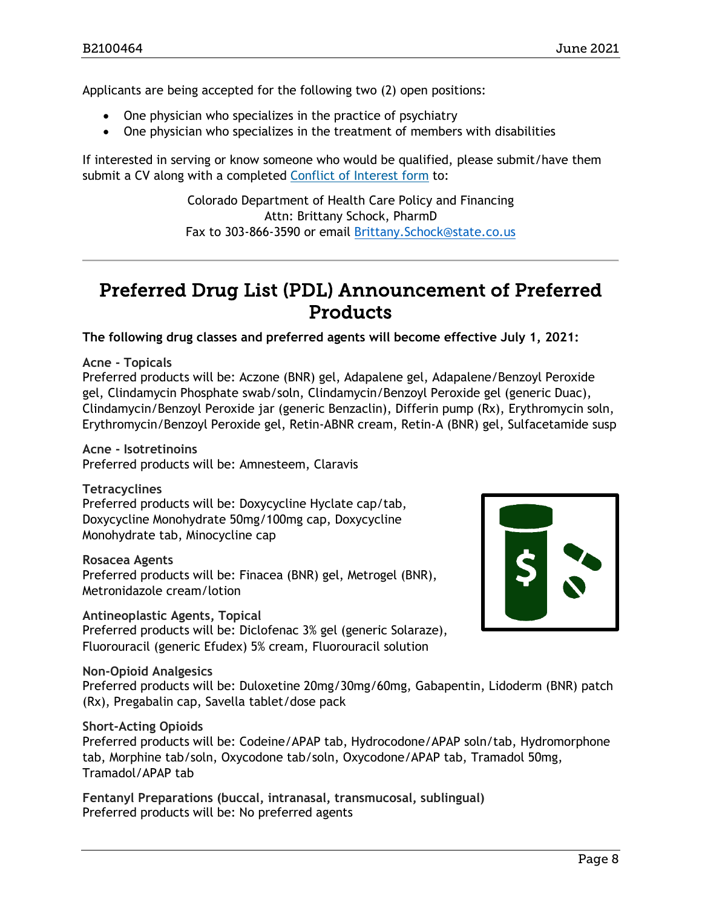Applicants are being accepted for the following two (2) open positions:

- One physician who specializes in the practice of psychiatry
- One physician who specializes in the treatment of members with disabilities

If interested in serving or know someone who would be qualified, please submit/have them submit a CV along with a completed Conflict of Interest form to:

Colorado Department of Health Care Policy and Financing
Attn: Brittany Schock, PharmD
Fax to 303-866-3590 or email Brittany.Schock@state.co.us

---

# Preferred Drug List (PDL) Announcement of Preferred Products

**The following drug classes and preferred agents will become effective July 1, 2021:**

**Acne - Topicals**
Preferred products will be: Aczone (BNR) gel, Adapalene gel, Adapalene/Benzoyl Peroxide gel, Clindamycin Phosphate swab/soln, Clindamycin/Benzoyl Peroxide gel (generic Duac), Clindamycin/Benzoyl Peroxide jar (generic Benzaclin), Differin pump (Rx), Erythromycin soln, Erythromycin/Benzoyl Peroxide gel, Retin-ABNR cream, Retin-A (BNR) gel, Sulfacetamide susp

**Acne - Isotretinoins**
Preferred products will be: Amnesteem, Claravis

**Tetracyclines**
Preferred products will be: Doxycycline Hyclate cap/tab, Doxycycline Monohydrate 50mg/100mg cap, Doxycycline Monohydrate tab, Minocycline cap

**Rosacea Agents**
Preferred products will be: Finacea (BNR) gel, Metrogel (BNR), Metronidazole cream/lotion

**Antineoplastic Agents, Topical**
Preferred products will be: Diclofenac 3% gel (generic Solaraze), Fluorouracil (generic Efudex) 5% cream, Fluorouracil solution

**Non-Opioid Analgesics**
Preferred products will be: Duloxetine 20mg/30mg/60mg, Gabapentin, Lidoderm (BNR) patch (Rx), Pregabalin cap, Savella tablet/dose pack

**Short-Acting Opioids**
Preferred products will be: Codeine/APAP tab, Hydrocodone/APAP soln/tab, Hydromorphone tab, Morphine tab/soln, Oxycodone tab/soln, Oxycodone/APAP tab, Tramadol 50mg, Tramadol/APAP tab

**Fentanyl Preparations (buccal, intranasal, transmucosal, sublingual)**
Preferred products will be: No preferred agents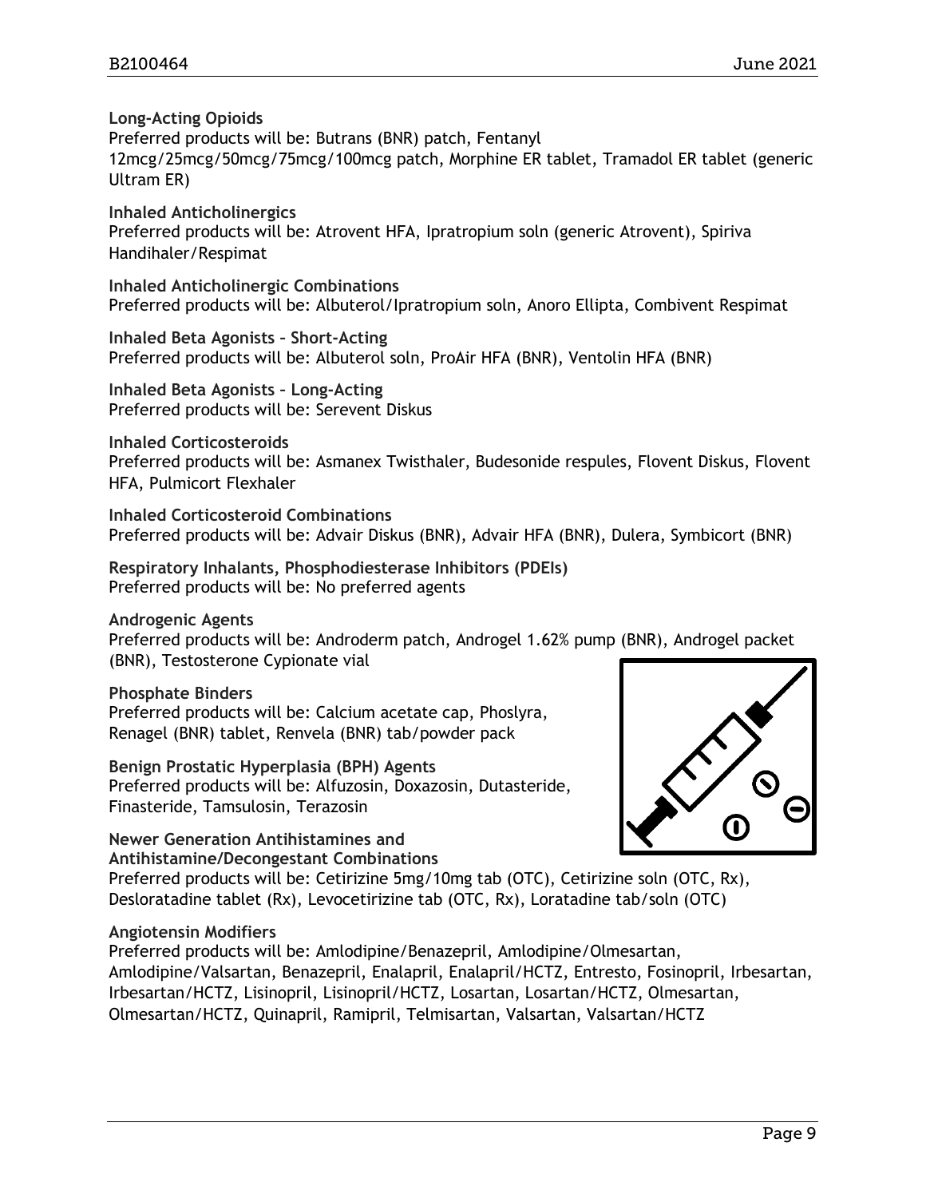**Long-Acting Opioids**
Preferred products will be: Butrans (BNR) patch, Fentanyl 12mcg/25mcg/50mcg/75mcg/100mcg patch, Morphine ER tablet, Tramadol ER tablet (generic Ultram ER)

**Inhaled Anticholinergics**
Preferred products will be: Atrovent HFA, Ipratropium soln (generic Atrovent), Spiriva Handihaler/Respimat

**Inhaled Anticholinergic Combinations**
Preferred products will be: Albuterol/Ipratropium soln, Anoro Ellipta, Combivent Respimat

**Inhaled Beta Agonists – Short-Acting**
Preferred products will be: Albuterol soln, ProAir HFA (BNR), Ventolin HFA (BNR)

**Inhaled Beta Agonists – Long-Acting**
Preferred products will be: Serevent Diskus

**Inhaled Corticosteroids**
Preferred products will be: Asmanex Twisthaler, Budesonide respules, Flovent Diskus, Flovent HFA, Pulmicort Flexhaler

**Inhaled Corticosteroid Combinations**
Preferred products will be: Advair Diskus (BNR), Advair HFA (BNR), Dulera, Symbicort (BNR)

**Respiratory Inhalants, Phosphodiesterase Inhibitors (PDEIs)**
Preferred products will be: No preferred agents

**Androgenic Agents**
Preferred products will be: Androderm patch, Androgel 1.62% pump (BNR), Androgel packet (BNR), Testosterone Cypionate vial

**Phosphate Binders**
Preferred products will be: Calcium acetate cap, Phoslyra, Renagel (BNR) tablet, Renvela (BNR) tab/powder pack

**Benign Prostatic Hyperplasia (BPH) Agents**
Preferred products will be: Alfuzosin, Doxazosin, Dutasteride, Finasteride, Tamsulosin, Terazosin

**Newer Generation Antihistamines and Antihistamine/Decongestant Combinations**
Preferred products will be: Cetirizine 5mg/10mg tab (OTC), Cetirizine soln (OTC, Rx), Desloratadine tablet (Rx), Levocetirizine tab (OTC, Rx), Loratadine tab/soln (OTC)

**Angiotensin Modifiers**
Preferred products will be: Amlodipine/Benazepril, Amlodipine/Olmesartan, Amlodipine/Valsartan, Benazepril, Enalapril, Enalapril/HCTZ, Entresto, Fosinopril, Irbesartan, Irbesartan/HCTZ, Lisinopril, Lisinopril/HCTZ, Losartan, Losartan/HCTZ, Olmesartan, Olmesartan/HCTZ, Quinapril, Ramipril, Telmisartan, Valsartan, Valsartan/HCTZ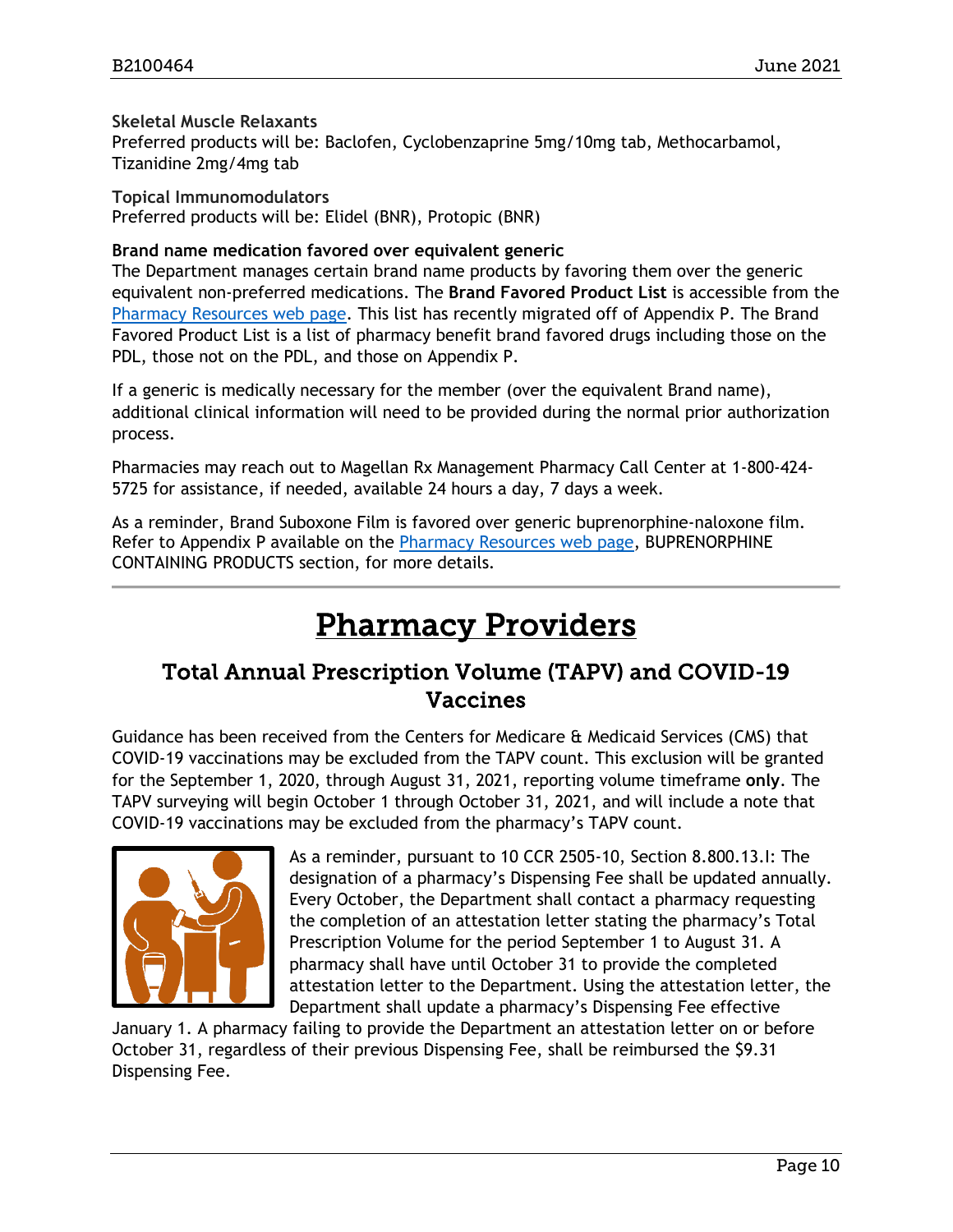**Skeletal Muscle Relaxants**
Preferred products will be: Baclofen, Cyclobenzaprine 5mg/10mg tab, Methocarbamol, Tizanidine 2mg/4mg tab

**Topical Immunomodulators**
Preferred products will be: Elidel (BNR), Protopic (BNR)

**Brand name medication favored over equivalent generic**
The Department manages certain brand name products by favoring them over the generic equivalent non-preferred medications. The **Brand Favored Product List** is accessible from the Pharmacy Resources web page. This list has recently migrated off of Appendix P. The Brand Favored Product List is a list of pharmacy benefit brand favored drugs including those on the PDL, those not on the PDL, and those on Appendix P.

If a generic is medically necessary for the member (over the equivalent Brand name), additional clinical information will need to be provided during the normal prior authorization process.

Pharmacies may reach out to Magellan Rx Management Pharmacy Call Center at 1-800-424-5725 for assistance, if needed, available 24 hours a day, 7 days a week.

As a reminder, Brand Suboxone Film is favored over generic buprenorphine-naloxone film. Refer to Appendix P available on the Pharmacy Resources web page, BUPRENORPHINE CONTAINING PRODUCTS section, for more details.

# Pharmacy Providers

## Total Annual Prescription Volume (TAPV) and COVID-19 Vaccines

Guidance has been received from the Centers for Medicare & Medicaid Services (CMS) that COVID-19 vaccinations may be excluded from the TAPV count. This exclusion will be granted for the September 1, 2020, through August 31, 2021, reporting volume timeframe **only**. The TAPV surveying will begin October 1 through October 31, 2021, and will include a note that COVID-19 vaccinations may be excluded from the pharmacy's TAPV count.

As a reminder, pursuant to 10 CCR 2505-10, Section 8.800.13.I: The designation of a pharmacy's Dispensing Fee shall be updated annually. Every October, the Department shall contact a pharmacy requesting the completion of an attestation letter stating the pharmacy's Total Prescription Volume for the period September 1 to August 31. A pharmacy shall have until October 31 to provide the completed attestation letter to the Department. Using the attestation letter, the Department shall update a pharmacy's Dispensing Fee effective January 1. A pharmacy failing to provide the Department an attestation letter on or before October 31, regardless of their previous Dispensing Fee, shall be reimbursed the $9.31 Dispensing Fee.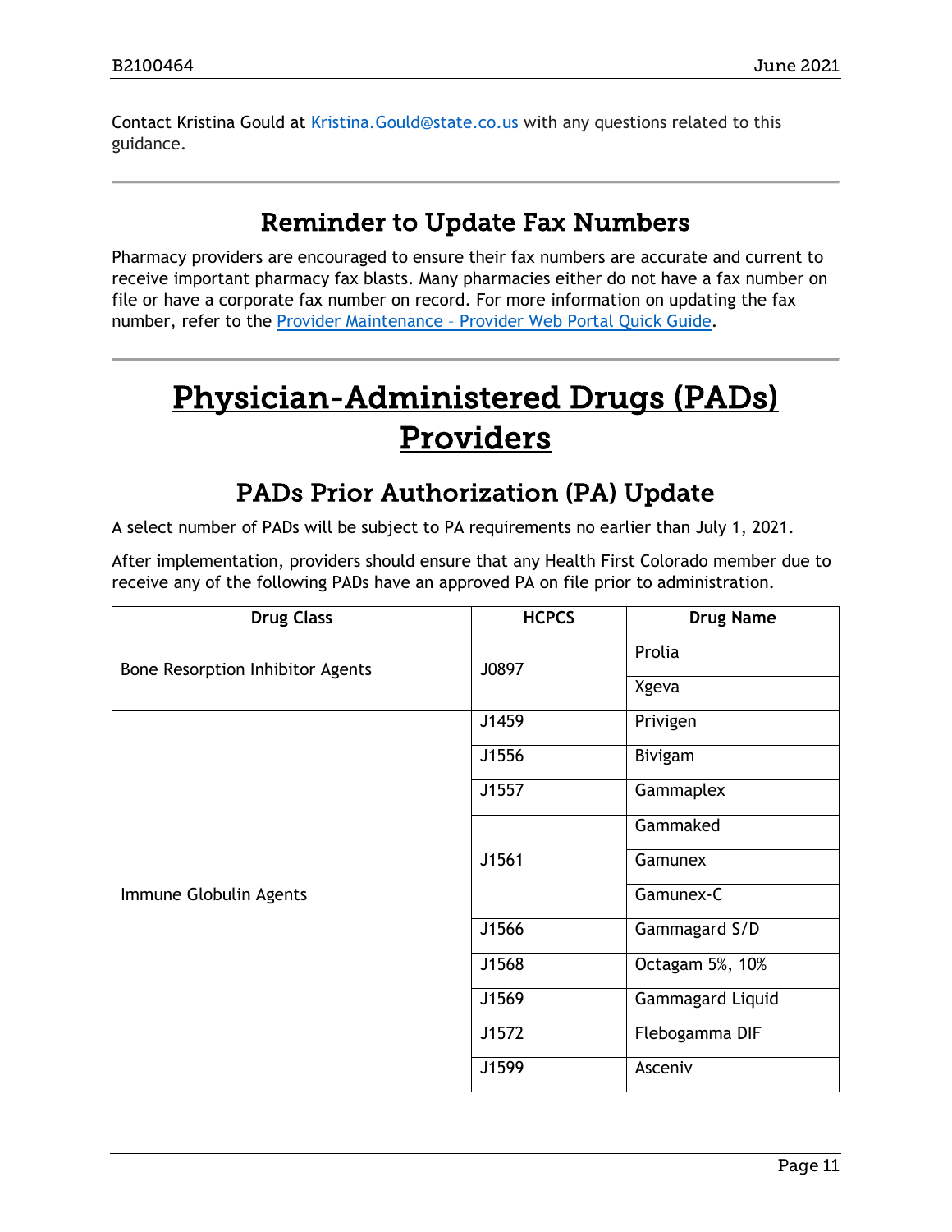Contact Kristina Gould at [Kristina.Gould@state.co.us](mailto:Kristina.Gould@state.co.us) with any questions related to this guidance.

---

## Reminder to Update Fax Numbers

Pharmacy providers are encouraged to ensure their fax numbers are accurate and current to receive important pharmacy fax blasts. Many pharmacies either do not have a fax number on file or have a corporate fax number on record. For more information on updating the fax number, refer to the [Provider Maintenance – Provider Web Portal Quick Guide](#).

---

# Physician-Administered Drugs (PADs) Providers

## PADs Prior Authorization (PA) Update

A select number of PADs will be subject to PA requirements no earlier than July 1, 2021.

After implementation, providers should ensure that any Health First Colorado member due to receive any of the following PADs have an approved PA on file prior to administration.

| Drug Class | HCPCS | Drug Name |
|---|---|---|
| Bone Resorption Inhibitor Agents | J0897 | Prolia |
| | | Xgeva |
| Immune Globulin Agents | J1459 | Privigen |
| | J1556 | Bivigam |
| | J1557 | Gammaplex |
| | J1561 | Gammaked |
| | | Gamunex |
| | | Gamunex-C |
| | J1566 | Gammagard S/D |
| | J1568 | Octagam 5%, 10% |
| | J1569 | Gammagard Liquid |
| | J1572 | Flebogamma DIF |
| | J1599 | Asceniv |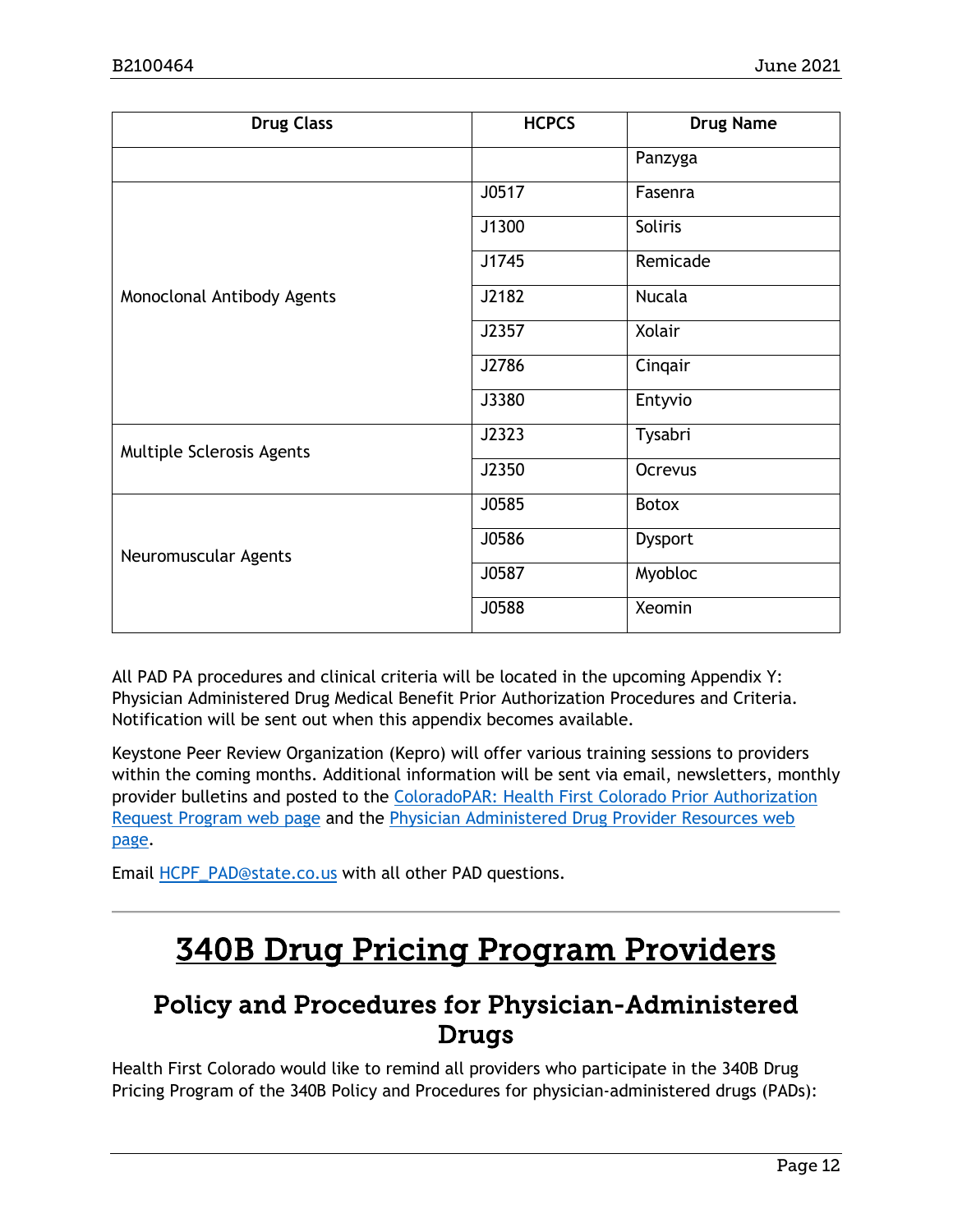| Drug Class | HCPCS | Drug Name |
| --- | --- | --- |
| | | Panzyga |
| Monoclonal Antibody Agents | J0517 | Fasenra |
| | J1300 | Soliris |
| | J1745 | Remicade |
| | J2182 | Nucala |
| | J2357 | Xolair |
| | J2786 | Cinqair |
| | J3380 | Entyvio |
| Multiple Sclerosis Agents | J2323 | Tysabri |
| | J2350 | Ocrevus |
| Neuromuscular Agents | J0585 | Botox |
| | J0586 | Dysport |
| | J0587 | Myobloc |
| | J0588 | Xeomin |

All PAD PA procedures and clinical criteria will be located in the upcoming Appendix Y: Physician Administered Drug Medical Benefit Prior Authorization Procedures and Criteria. Notification will be sent out when this appendix becomes available.

Keystone Peer Review Organization (Kepro) will offer various training sessions to providers within the coming months. Additional information will be sent via email, newsletters, monthly provider bulletins and posted to the ColoradoPAR: Health First Colorado Prior Authorization Request Program web page and the Physician Administered Drug Provider Resources web page.

Email HCPF_PAD@state.co.us with all other PAD questions.

# 340B Drug Pricing Program Providers

## Policy and Procedures for Physician-Administered Drugs

Health First Colorado would like to remind all providers who participate in the 340B Drug Pricing Program of the 340B Policy and Procedures for physician-administered drugs (PADs):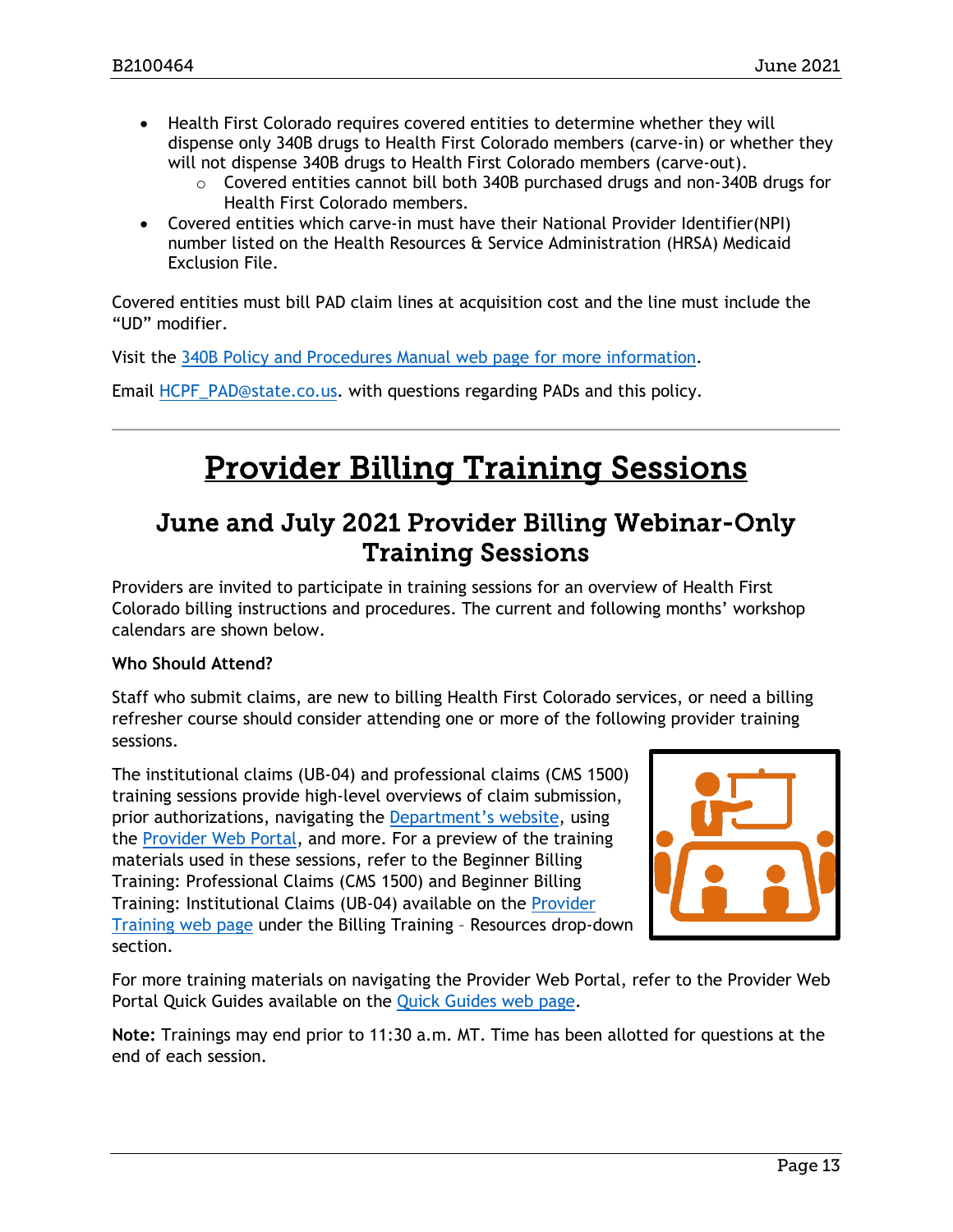- Health First Colorado requires covered entities to determine whether they will dispense only 340B drugs to Health First Colorado members (carve-in) or whether they will not dispense 340B drugs to Health First Colorado members (carve-out).
  - Covered entities cannot bill both 340B purchased drugs and non-340B drugs for Health First Colorado members.
- Covered entities which carve-in must have their National Provider Identifier(NPI) number listed on the Health Resources & Service Administration (HRSA) Medicaid Exclusion File.

Covered entities must bill PAD claim lines at acquisition cost and the line must include the "UD" modifier.

Visit the 340B Policy and Procedures Manual web page for more information.

Email HCPF_PAD@state.co.us. with questions regarding PADs and this policy.

# Provider Billing Training Sessions

## June and July 2021 Provider Billing Webinar-Only Training Sessions

Providers are invited to participate in training sessions for an overview of Health First Colorado billing instructions and procedures. The current and following months' workshop calendars are shown below.

**Who Should Attend?**

Staff who submit claims, are new to billing Health First Colorado services, or need a billing refresher course should consider attending one or more of the following provider training sessions.

The institutional claims (UB-04) and professional claims (CMS 1500) training sessions provide high-level overviews of claim submission, prior authorizations, navigating the Department's website, using the Provider Web Portal, and more. For a preview of the training materials used in these sessions, refer to the Beginner Billing Training: Professional Claims (CMS 1500) and Beginner Billing Training: Institutional Claims (UB-04) available on the Provider Training web page under the Billing Training – Resources drop-down section.

For more training materials on navigating the Provider Web Portal, refer to the Provider Web Portal Quick Guides available on the Quick Guides web page.

**Note:** Trainings may end prior to 11:30 a.m. MT. Time has been allotted for questions at the end of each session.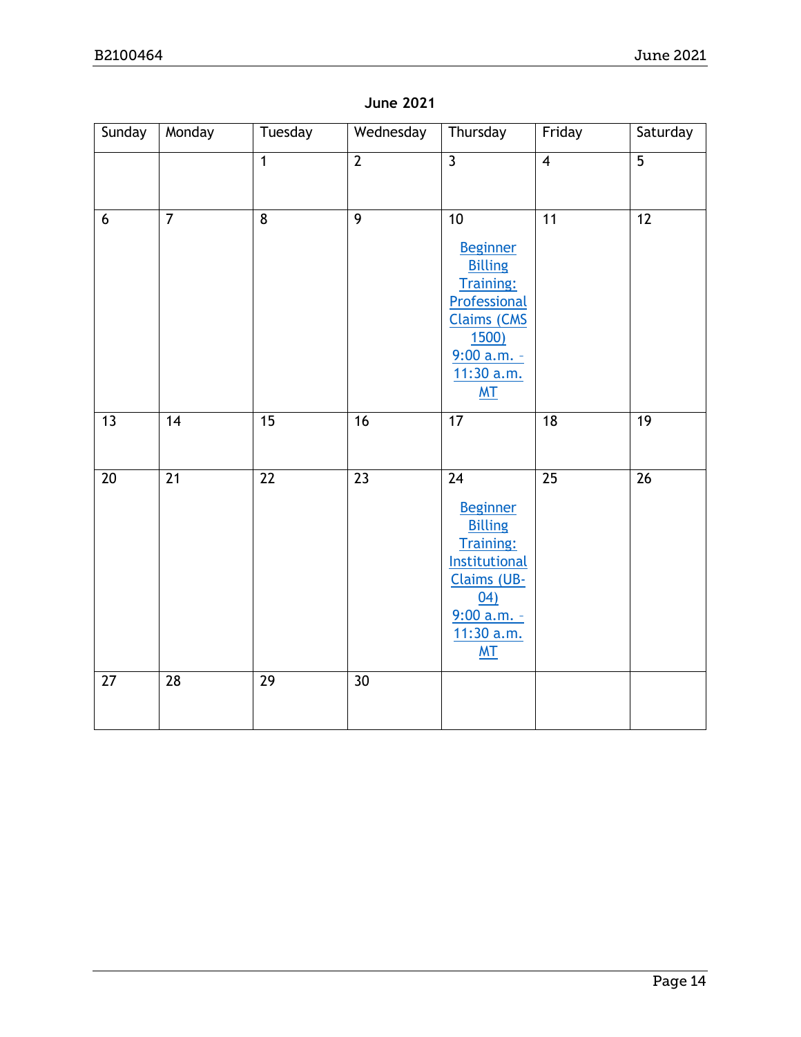**June 2021**

| Sunday | Monday | Tuesday | Wednesday | Thursday | Friday | Saturday |
|---|---|---|---|---|---|---|
| | | 1 | 2 | 3 | 4 | 5 |
| 6 | 7 | 8 | 9 | 10 Beginner Billing Training: Professional Claims (CMS 1500) 9:00 a.m. – 11:30 a.m. MT | 11 | 12 |
| 13 | 14 | 15 | 16 | 17 | 18 | 19 |
| 20 | 21 | 22 | 23 | 24 Beginner Billing Training: Institutional Claims (UB-04) 9:00 a.m. – 11:30 a.m. MT | 25 | 26 |
| 27 | 28 | 29 | 30 | | | |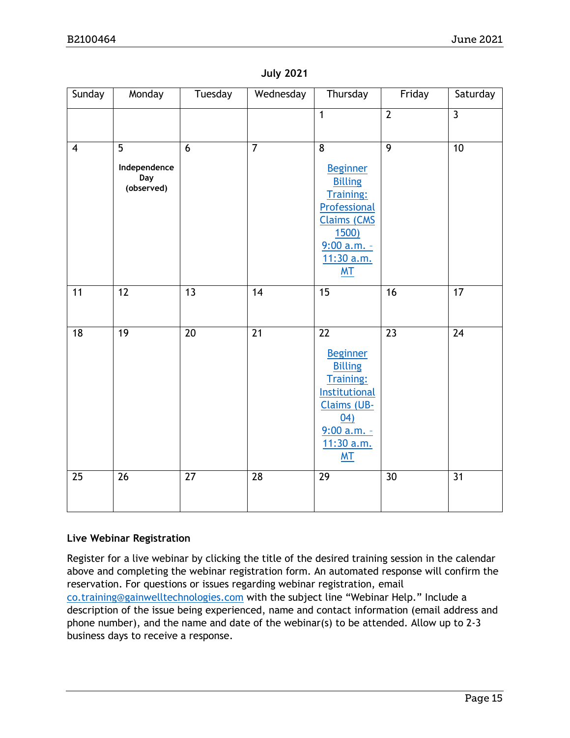**July 2021**

| Sunday | Monday | Tuesday | Wednesday | Thursday | Friday | Saturday |
|---|---|---|---|---|---|---|
| | | | | 1 | 2 | 3 |
| 4 | 5 **Independence Day (observed)** | 6 | 7 | 8 Beginner Billing Training: Professional Claims (CMS 1500) 9:00 a.m. - 11:30 a.m. MT | 9 | 10 |
| 11 | 12 | 13 | 14 | 15 | 16 | 17 |
| 18 | 19 | 20 | 21 | 22 Beginner Billing Training: Institutional Claims (UB-04) 9:00 a.m. - 11:30 a.m. MT | 23 | 24 |
| 25 | 26 | 27 | 28 | 29 | 30 | 31 |

**Live Webinar Registration**

Register for a live webinar by clicking the title of the desired training session in the calendar above and completing the webinar registration form. An automated response will confirm the reservation. For questions or issues regarding webinar registration, email co.training@gainwelltechnologies.com with the subject line "Webinar Help." Include a description of the issue being experienced, name and contact information (email address and phone number), and the name and date of the webinar(s) to be attended. Allow up to 2-3 business days to receive a response.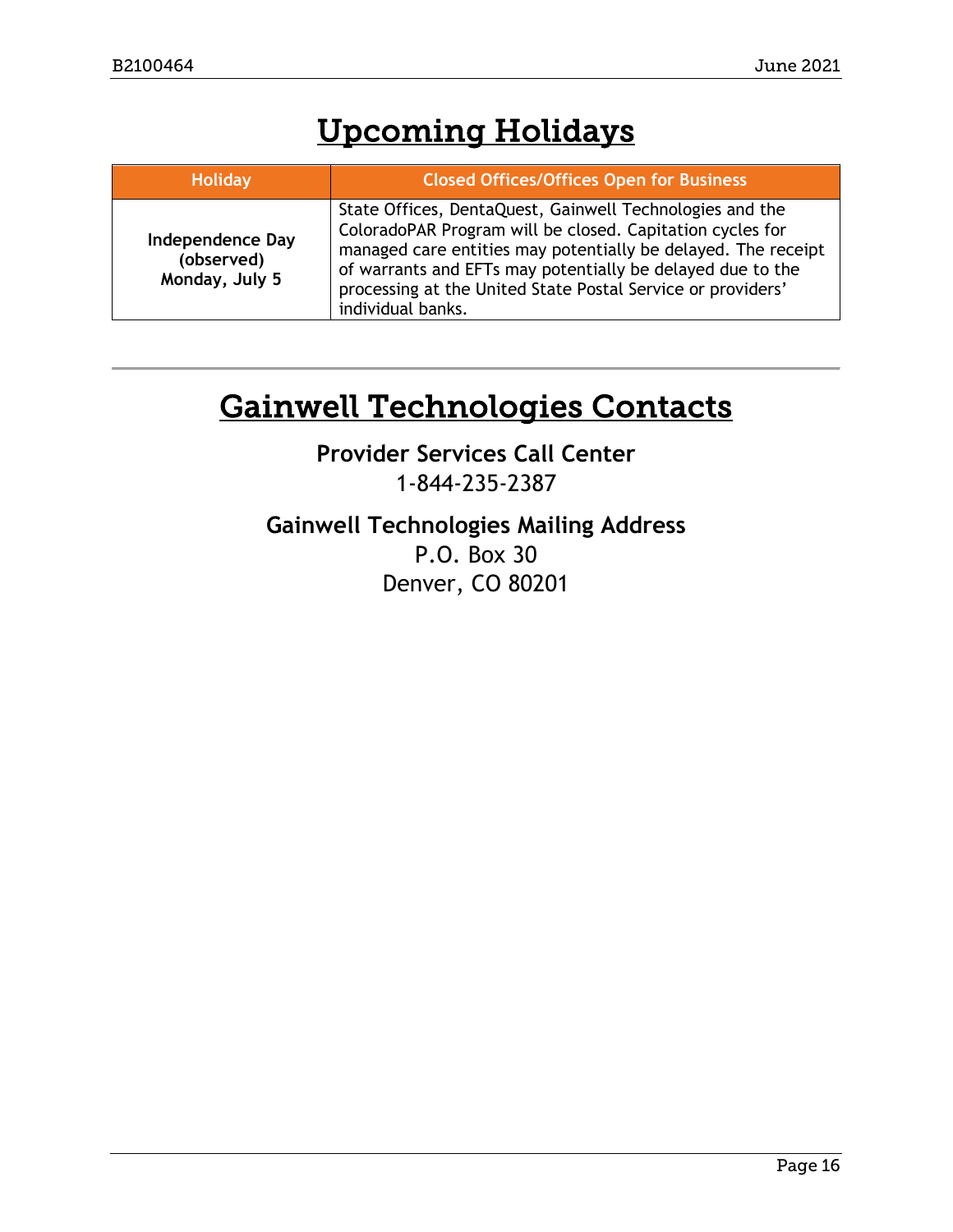# Upcoming Holidays

| Holiday | Closed Offices/Offices Open for Business |
| --- | --- |
| **Independence Day (observed) Monday, July 5** | State Offices, DentaQuest, Gainwell Technologies and the ColoradoPAR Program will be closed. Capitation cycles for managed care entities may potentially be delayed. The receipt of warrants and EFTs may potentially be delayed due to the processing at the United State Postal Service or providers' individual banks. |

# Gainwell Technologies Contacts

**Provider Services Call Center**

1-844-235-2387

**Gainwell Technologies Mailing Address**

P.O. Box 30
Denver, CO 80201